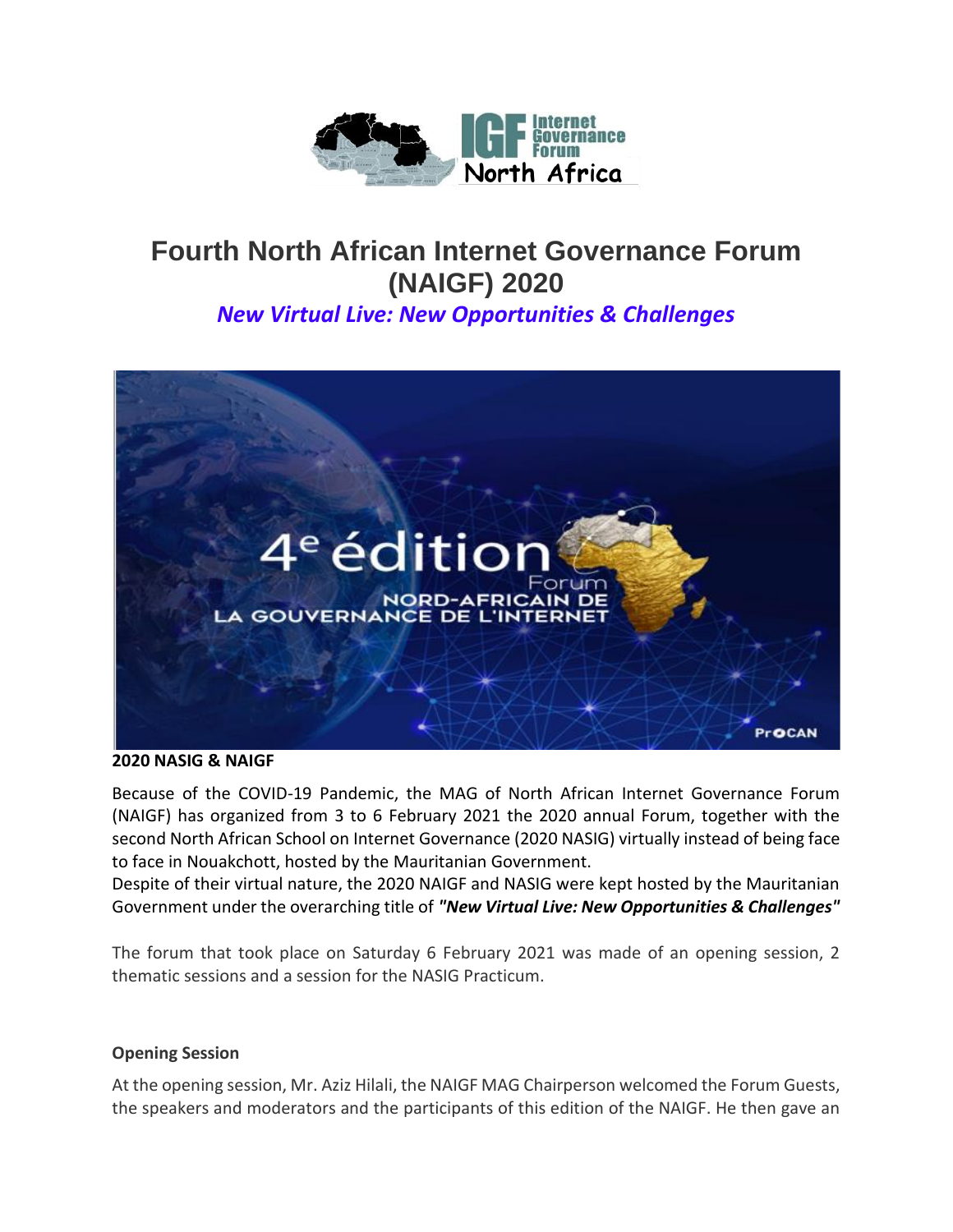# Fourth North African Internet Governance Forum (NAIGF) 2020

## *New Virtual Live: New Opportunities & Challenges*

**2020 NASIG & NAIGF**

Because of the COVID-19 Pandemic, the MAG of North African Internet Governance Forum (NAIGF) has organized from 3 to 6 February 2021 the 2020 annual Forum, together with the second North African School on Internet Governance (2020 NASIG) virtually instead of being face to face in Nouakchott, hosted by the Mauritanian Government.
Despite of their virtual nature, the 2020 NAIGF and NASIG were kept hosted by the Mauritanian Government under the overarching title of ***"New Virtual Live: New Opportunities & Challenges"***

The forum that took place on Saturday 6 February 2021 was made of an opening session, 2 thematic sessions and a session for the NASIG Practicum.

**Opening Session**

At the opening session, Mr. Aziz Hilali, the NAIGF MAG Chairperson welcomed the Forum Guests, the speakers and moderators and the participants of this edition of the NAIGF. He then gave an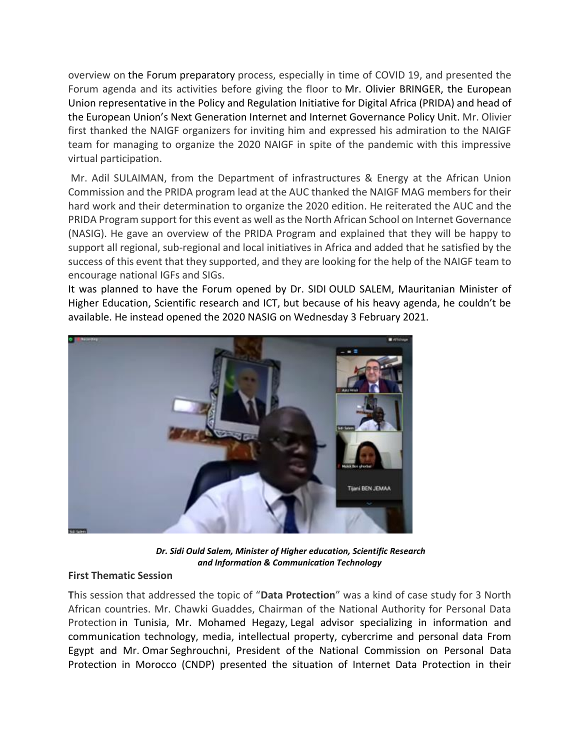overview on the Forum preparatory process, especially in time of COVID 19, and presented the Forum agenda and its activities before giving the floor to Mr. Olivier BRINGER, the European Union representative in the Policy and Regulation Initiative for Digital Africa (PRIDA) and head of the European Union's Next Generation Internet and Internet Governance Policy Unit. Mr. Olivier first thanked the NAIGF organizers for inviting him and expressed his admiration to the NAIGF team for managing to organize the 2020 NAIGF in spite of the pandemic with this impressive virtual participation.

Mr. Adil SULAIMAN, from the Department of infrastructures & Energy at the African Union Commission and the PRIDA program lead at the AUC thanked the NAIGF MAG members for their hard work and their determination to organize the 2020 edition. He reiterated the AUC and the PRIDA Program support for this event as well as the North African School on Internet Governance (NASIG). He gave an overview of the PRIDA Program and explained that they will be happy to support all regional, sub-regional and local initiatives in Africa and added that he satisfied by the success of this event that they supported, and they are looking for the help of the NAIGF team to encourage national IGFs and SIGs.

It was planned to have the Forum opened by Dr. SIDI OULD SALEM, Mauritanian Minister of Higher Education, Scientific research and ICT, but because of his heavy agenda, he couldn't be available. He instead opened the 2020 NASIG on Wednesday 3 February 2021.

***Dr. Sidi Ould Salem, Minister of Higher education, Scientific Research and Information & Communication Technology***

**First Thematic Session**

**T**his session that addressed the topic of "**Data Protection**" was a kind of case study for 3 North African countries. Mr. Chawki Guaddes, Chairman of the National Authority for Personal Data Protection in Tunisia, Mr. Mohamed Hegazy, Legal advisor specializing in information and communication technology, media, intellectual property, cybercrime and personal data From Egypt and Mr. Omar Seghrouchni, President of the National Commission on Personal Data Protection in Morocco (CNDP) presented the situation of Internet Data Protection in their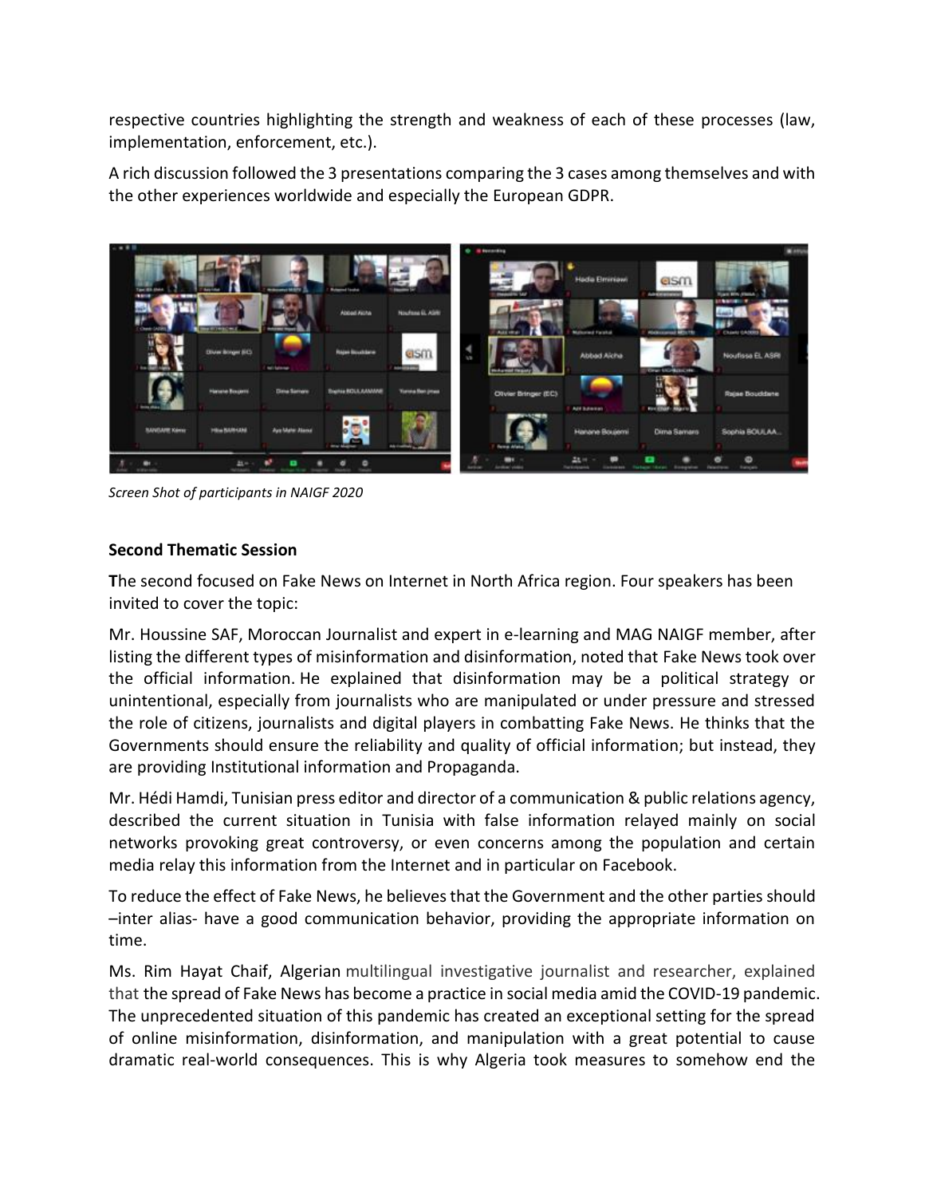respective countries highlighting the strength and weakness of each of these processes (law, implementation, enforcement, etc.).

A rich discussion followed the 3 presentations comparing the 3 cases among themselves and with the other experiences worldwide and especially the European GDPR.

*Screen Shot of participants in NAIGF 2020*

### Second Thematic Session

**T**he second focused on Fake News on Internet in North Africa region. Four speakers has been invited to cover the topic:

Mr. Houssine SAF, Moroccan Journalist and expert in e-learning and MAG NAIGF member, after listing the different types of misinformation and disinformation, noted that Fake News took over the official information. He explained that disinformation may be a political strategy or unintentional, especially from journalists who are manipulated or under pressure and stressed the role of citizens, journalists and digital players in combatting Fake News. He thinks that the Governments should ensure the reliability and quality of official information; but instead, they are providing Institutional information and Propaganda.

Mr. Hédi Hamdi, Tunisian press editor and director of a communication & public relations agency, described the current situation in Tunisia with false information relayed mainly on social networks provoking great controversy, or even concerns among the population and certain media relay this information from the Internet and in particular on Facebook.

To reduce the effect of Fake News, he believes that the Government and the other parties should –inter alias- have a good communication behavior, providing the appropriate information on time.

Ms. Rim Hayat Chaif, Algerian multilingual investigative journalist and researcher, explained that the spread of Fake News has become a practice in social media amid the COVID-19 pandemic. The unprecedented situation of this pandemic has created an exceptional setting for the spread of online misinformation, disinformation, and manipulation with a great potential to cause dramatic real-world consequences. This is why Algeria took measures to somehow end the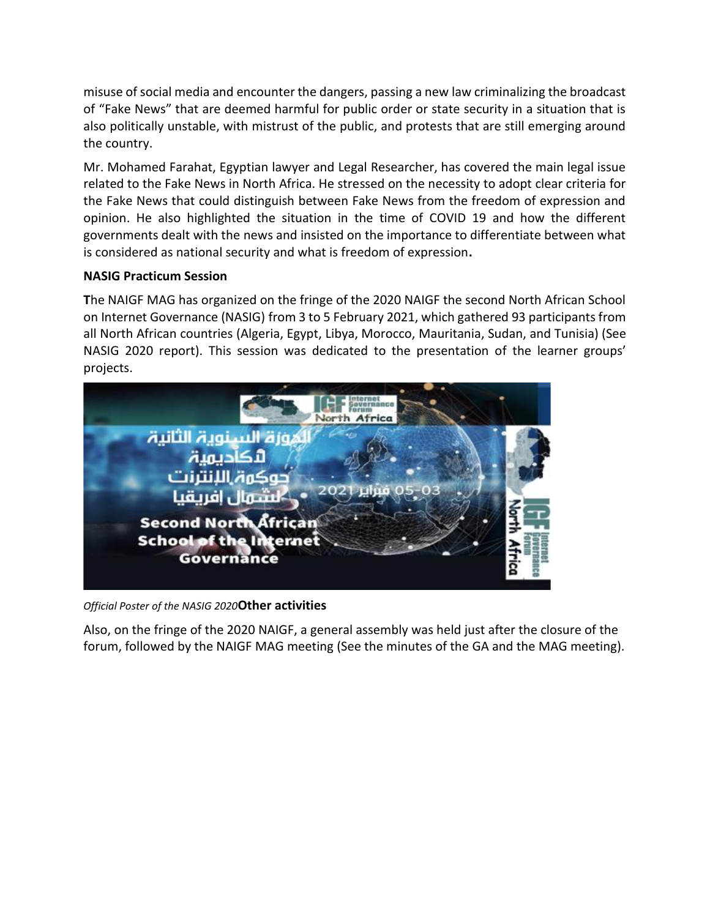misuse of social media and encounter the dangers, passing a new law criminalizing the broadcast of “Fake News” that are deemed harmful for public order or state security in a situation that is also politically unstable, with mistrust of the public, and protests that are still emerging around the country.

Mr. Mohamed Farahat, Egyptian lawyer and Legal Researcher, has covered the main legal issue related to the Fake News in North Africa. He stressed on the necessity to adopt clear criteria for the Fake News that could distinguish between Fake News from the freedom of expression and opinion. He also highlighted the situation in the time of COVID 19 and how the different governments dealt with the news and insisted on the importance to differentiate between what is considered as national security and what is freedom of expression**.**

**NASIG Practicum Session**

**T**he NAIGF MAG has organized on the fringe of the 2020 NAIGF the second North African School on Internet Governance (NASIG) from 3 to 5 February 2021, which gathered 93 participants from all North African countries (Algeria, Egypt, Libya, Morocco, Mauritania, Sudan, and Tunisia) (See NASIG 2020 report). This session was dedicated to the presentation of the learner groups' projects.

*Official Poster of the NASIG 2020*

**Other activities**

Also, on the fringe of the 2020 NAIGF, a general assembly was held just after the closure of the forum, followed by the NAIGF MAG meeting (See the minutes of the GA and the MAG meeting).